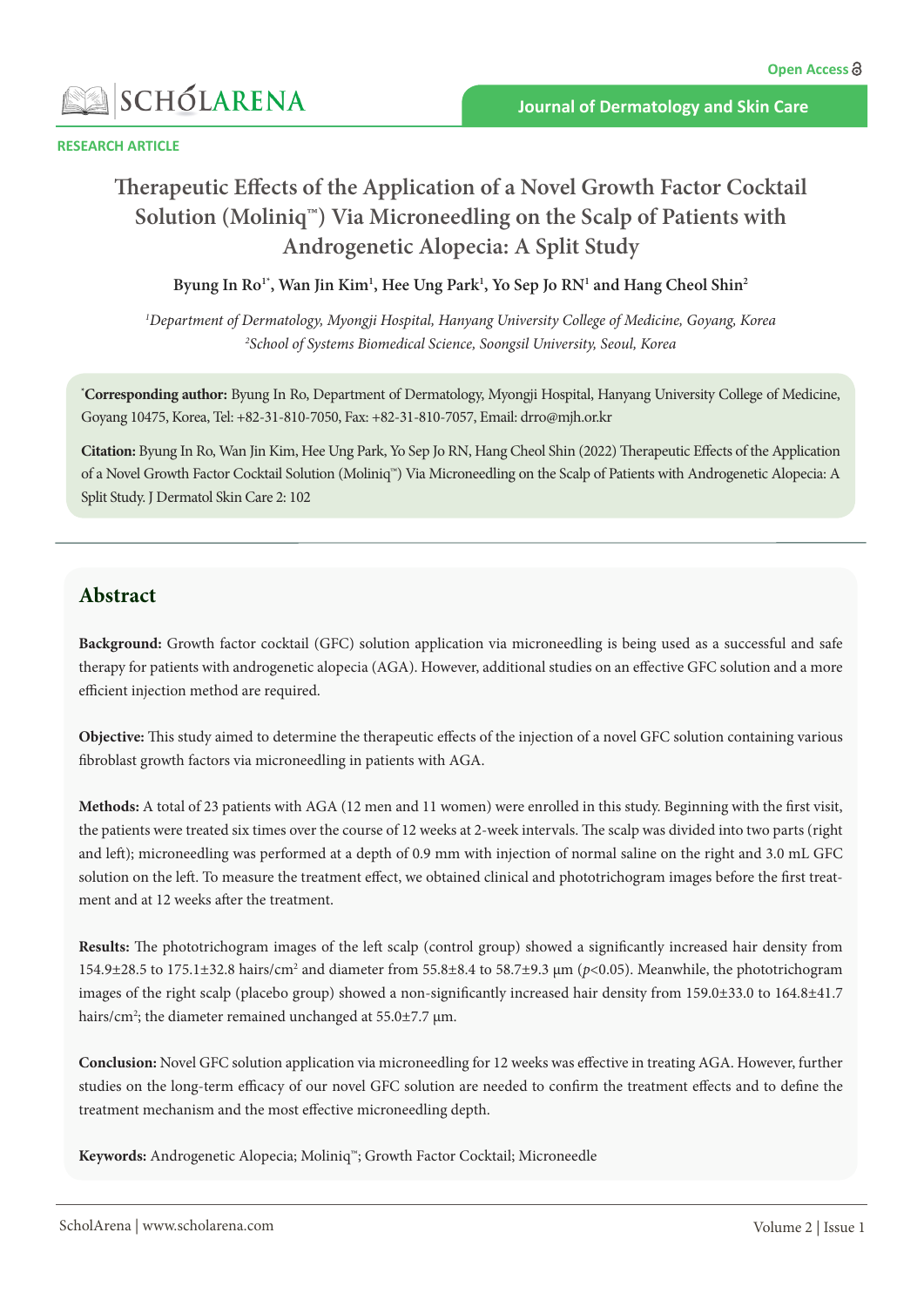RESEARCH ARTICLE

# Therapeutic Effects of the Application of a Novel Growth Factor Cocktail Solution (Moliniq™) Via Microneedling on the Scalp of Patients with Androgenetic Alopecia: A Split Study

**Byung In Ro[1*], Wan Jin Kim[1], Hee Ung Park[1], Yo Sep Jo RN[1] and Hang Cheol Shin[2]**

[1]*Department of Dermatology, Myongji Hospital, Hanyang University College of Medicine, Goyang, Korea*
[2]*School of Systems Biomedical Science, Soongsil University, Seoul, Korea*

[*]**Corresponding author:** Byung In Ro, Department of Dermatology, Myongji Hospital, Hanyang University College of Medicine, Goyang 10475, Korea, Tel: +82-31-810-7050, Fax: +82-31-810-7057, Email: drro@mjh.or.kr

**Citation:** Byung In Ro, Wan Jin Kim, Hee Ung Park, Yo Sep Jo RN, Hang Cheol Shin (2022) Therapeutic Effects of the Application of a Novel Growth Factor Cocktail Solution (Moliniq™) Via Microneedling on the Scalp of Patients with Androgenetic Alopecia: A Split Study. J Dermatol Skin Care 2: 102

## Abstract

**Background:** Growth factor cocktail (GFC) solution application via microneedling is being used as a successful and safe therapy for patients with androgenetic alopecia (AGA). However, additional studies on an effective GFC solution and a more efficient injection method are required.

**Objective:** This study aimed to determine the therapeutic effects of the injection of a novel GFC solution containing various fibroblast growth factors via microneedling in patients with AGA.

**Methods:** A total of 23 patients with AGA (12 men and 11 women) were enrolled in this study. Beginning with the first visit, the patients were treated six times over the course of 12 weeks at 2-week intervals. The scalp was divided into two parts (right and left); microneedling was performed at a depth of 0.9 mm with injection of normal saline on the right and 3.0 mL GFC solution on the left. To measure the treatment effect, we obtained clinical and phototrichogram images before the first treatment and at 12 weeks after the treatment.

**Results:** The phototrichogram images of the left scalp (control group) showed a significantly increased hair density from 154.9±28.5 to 175.1±32.8 hairs/cm$^2$ and diameter from 55.8±8.4 to 58.7±9.3 µm ($p<0.05$). Meanwhile, the phototrichogram images of the right scalp (placebo group) showed a non-significantly increased hair density from 159.0±33.0 to 164.8±41.7 hairs/cm$^2$; the diameter remained unchanged at 55.0±7.7 µm.

**Conclusion:** Novel GFC solution application via microneedling for 12 weeks was effective in treating AGA. However, further studies on the long-term efficacy of our novel GFC solution are needed to confirm the treatment effects and to define the treatment mechanism and the most effective microneedling depth.

**Keywords:** Androgenetic Alopecia; Moliniq™; Growth Factor Cocktail; Microneedle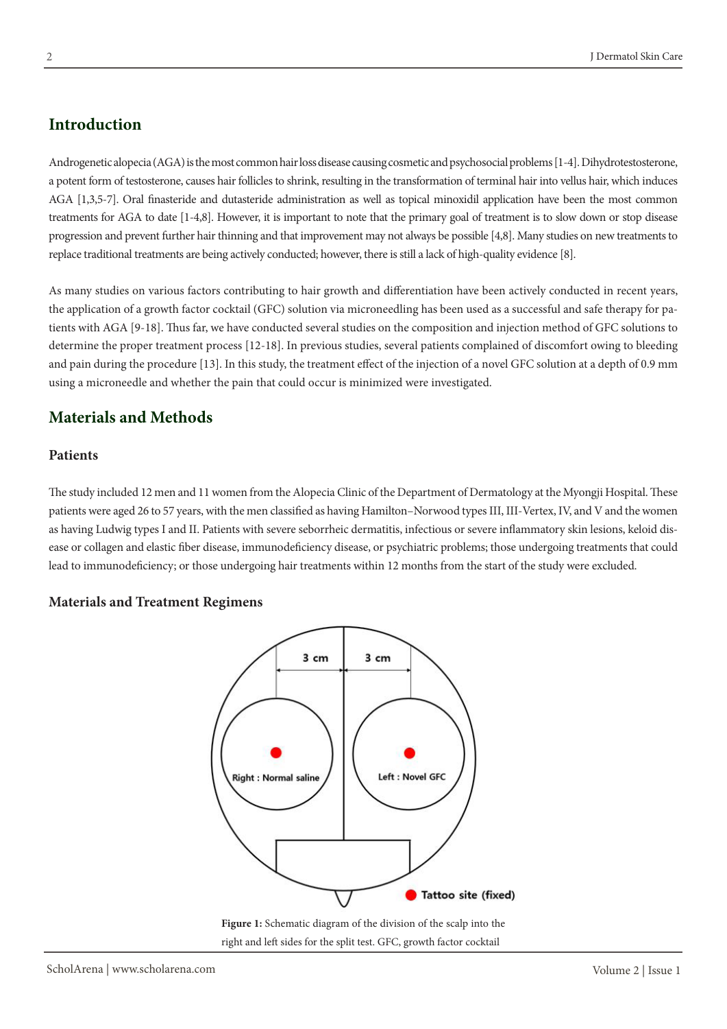## Introduction

Androgenetic alopecia (AGA) is the most common hair loss disease causing cosmetic and psychosocial problems [1-4]. Dihydrotestosterone, a potent form of testosterone, causes hair follicles to shrink, resulting in the transformation of terminal hair into vellus hair, which induces AGA [1,3,5-7]. Oral finasteride and dutasteride administration as well as topical minoxidil application have been the most common treatments for AGA to date [1-4,8]. However, it is important to note that the primary goal of treatment is to slow down or stop disease progression and prevent further hair thinning and that improvement may not always be possible [4,8]. Many studies on new treatments to replace traditional treatments are being actively conducted; however, there is still a lack of high-quality evidence [8].

As many studies on various factors contributing to hair growth and differentiation have been actively conducted in recent years, the application of a growth factor cocktail (GFC) solution via microneedling has been used as a successful and safe therapy for patients with AGA [9-18]. Thus far, we have conducted several studies on the composition and injection method of GFC solutions to determine the proper treatment process [12-18]. In previous studies, several patients complained of discomfort owing to bleeding and pain during the procedure [13]. In this study, the treatment effect of the injection of a novel GFC solution at a depth of 0.9 mm using a microneedle and whether the pain that could occur is minimized were investigated.

## Materials and Methods

### Patients

The study included 12 men and 11 women from the Alopecia Clinic of the Department of Dermatology at the Myongji Hospital. These patients were aged 26 to 57 years, with the men classified as having Hamilton–Norwood types III, III-Vertex, IV, and V and the women as having Ludwig types I and II. Patients with severe seborrheic dermatitis, infectious or severe inflammatory skin lesions, keloid disease or collagen and elastic fiber disease, immunodeficiency disease, or psychiatric problems; those undergoing treatments that could lead to immunodeficiency; or those undergoing hair treatments within 12 months from the start of the study were excluded.

### Materials and Treatment Regimens

3 cm
3 cm
Right : Normal saline
Left : Novel GFC
Tattoo site (fixed)

**Figure 1:** Schematic diagram of the division of the scalp into the right and left sides for the split test. GFC, growth factor cocktail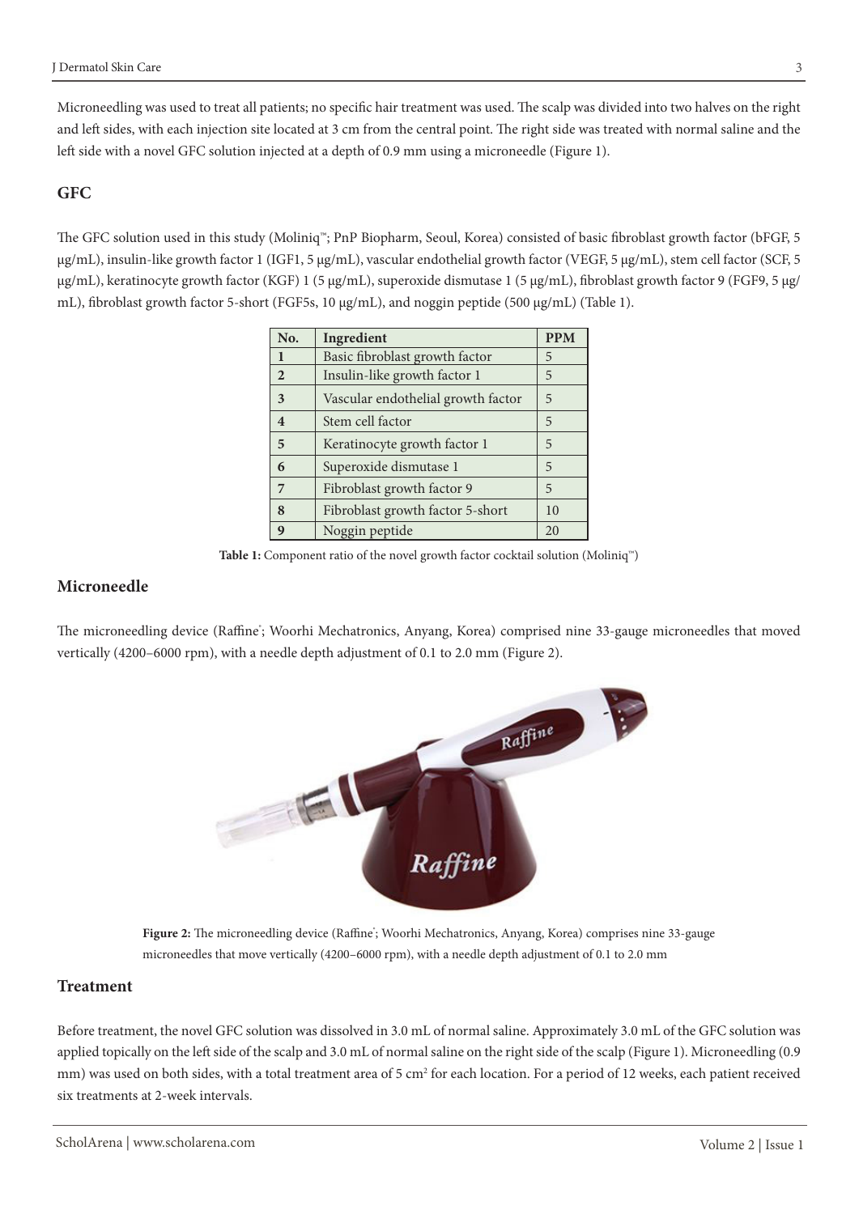Microneedling was used to treat all patients; no specific hair treatment was used. The scalp was divided into two halves on the right and left sides, with each injection site located at 3 cm from the central point. The right side was treated with normal saline and the left side with a novel GFC solution injected at a depth of 0.9 mm using a microneedle (Figure 1).

## GFC

The GFC solution used in this study (Moliniq™; PnP Biopharm, Seoul, Korea) consisted of basic fibroblast growth factor (bFGF, 5 μg/mL), insulin-like growth factor 1 (IGF1, 5 μg/mL), vascular endothelial growth factor (VEGF, 5 μg/mL), stem cell factor (SCF, 5 μg/mL), keratinocyte growth factor (KGF) 1 (5 μg/mL), superoxide dismutase 1 (5 μg/mL), fibroblast growth factor 9 (FGF9, 5 μg/mL), fibroblast growth factor 5-short (FGF5s, 10 μg/mL), and noggin peptide (500 μg/mL) (Table 1).

| No. | Ingredient | PPM |
|---|---|---|
| 1 | Basic fibroblast growth factor | 5 |
| 2 | Insulin-like growth factor 1 | 5 |
| 3 | Vascular endothelial growth factor | 5 |
| 4 | Stem cell factor | 5 |
| 5 | Keratinocyte growth factor 1 | 5 |
| 6 | Superoxide dismutase 1 | 5 |
| 7 | Fibroblast growth factor 9 | 5 |
| 8 | Fibroblast growth factor 5-short | 10 |
| 9 | Noggin peptide | 20 |

**Table 1:** Component ratio of the novel growth factor cocktail solution (Moliniq™)

## Microneedle

The microneedling device (Raffine®; Woorhi Mechatronics, Anyang, Korea) comprised nine 33-gauge microneedles that moved vertically (4200–6000 rpm), with a needle depth adjustment of 0.1 to 2.0 mm (Figure 2).

**Figure 2:** The microneedling device (Raffine®; Woorhi Mechatronics, Anyang, Korea) comprises nine 33-gauge microneedles that move vertically (4200–6000 rpm), with a needle depth adjustment of 0.1 to 2.0 mm

## Treatment

Before treatment, the novel GFC solution was dissolved in 3.0 mL of normal saline. Approximately 3.0 mL of the GFC solution was applied topically on the left side of the scalp and 3.0 mL of normal saline on the right side of the scalp (Figure 1). Microneedling (0.9 mm) was used on both sides, with a total treatment area of 5 $cm^2$ for each location. For a period of 12 weeks, each patient received six treatments at 2-week intervals.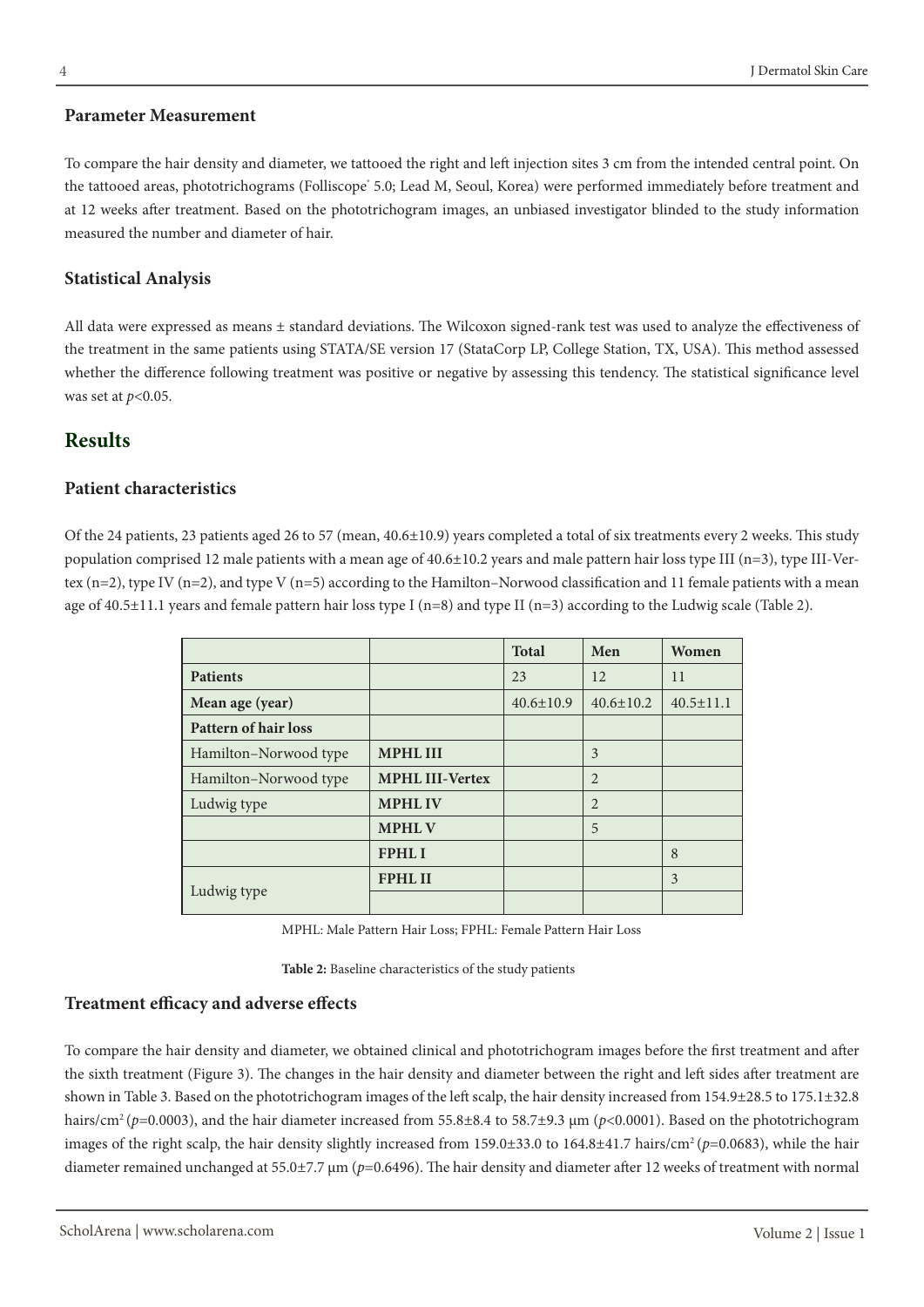### Parameter Measurement

To compare the hair density and diameter, we tattooed the right and left injection sites 3 cm from the intended central point. On the tattooed areas, phototrichograms (Folliscope® 5.0; Lead M, Seoul, Korea) were performed immediately before treatment and at 12 weeks after treatment. Based on the phototrichogram images, an unbiased investigator blinded to the study information measured the number and diameter of hair.

### Statistical Analysis

All data were expressed as means ± standard deviations. The Wilcoxon signed-rank test was used to analyze the effectiveness of the treatment in the same patients using STATA/SE version 17 (StataCorp LP, College Station, TX, USA). This method assessed whether the difference following treatment was positive or negative by assessing this tendency. The statistical significance level was set at $p<0.05$.

## Results

### Patient characteristics

Of the 24 patients, 23 patients aged 26 to 57 (mean, 40.6±10.9) years completed a total of six treatments every 2 weeks. This study population comprised 12 male patients with a mean age of 40.6±10.2 years and male pattern hair loss type III (n=3), type III-Vertex (n=2), type IV (n=2), and type V (n=5) according to the Hamilton–Norwood classification and 11 female patients with a mean age of 40.5±11.1 years and female pattern hair loss type I (n=8) and type II (n=3) according to the Ludwig scale (Table 2).

| | | Total | Men | Women |
|---|---|---|---|---|
| **Patients** | | 23 | 12 | 11 |
| **Mean age (year)** | | 40.6±10.9 | 40.6±10.2 | 40.5±11.1 |
| **Pattern of hair loss** | | | | |
| Hamilton–Norwood type | **MPHL III** | | 3 | |
| Hamilton–Norwood type | **MPHL III-Vertex** | | 2 | |
| Ludwig type | **MPHL IV** | | 2 | |
| | **MPHL V** | | 5 | |
| | **FPHL I** | | | 8 |
| Ludwig type | **FPHL II** | | | 3 |
| | | | | |

MPHL: Male Pattern Hair Loss; FPHL: Female Pattern Hair Loss

**Table 2:** Baseline characteristics of the study patients

### Treatment efficacy and adverse effects

To compare the hair density and diameter, we obtained clinical and phototrichogram images before the first treatment and after the sixth treatment (Figure 3). The changes in the hair density and diameter between the right and left sides after treatment are shown in Table 3. Based on the phototrichogram images of the left scalp, the hair density increased from 154.9±28.5 to 175.1±32.8 hairs/cm$^2$ ($p=0.0003$), and the hair diameter increased from 55.8±8.4 to 58.7±9.3 µm ($p<0.0001$). Based on the phototrichogram images of the right scalp, the hair density slightly increased from 159.0±33.0 to 164.8±41.7 hairs/cm$^2$ ($p=0.0683$), while the hair diameter remained unchanged at 55.0±7.7 µm ($p=0.6496$). The hair density and diameter after 12 weeks of treatment with normal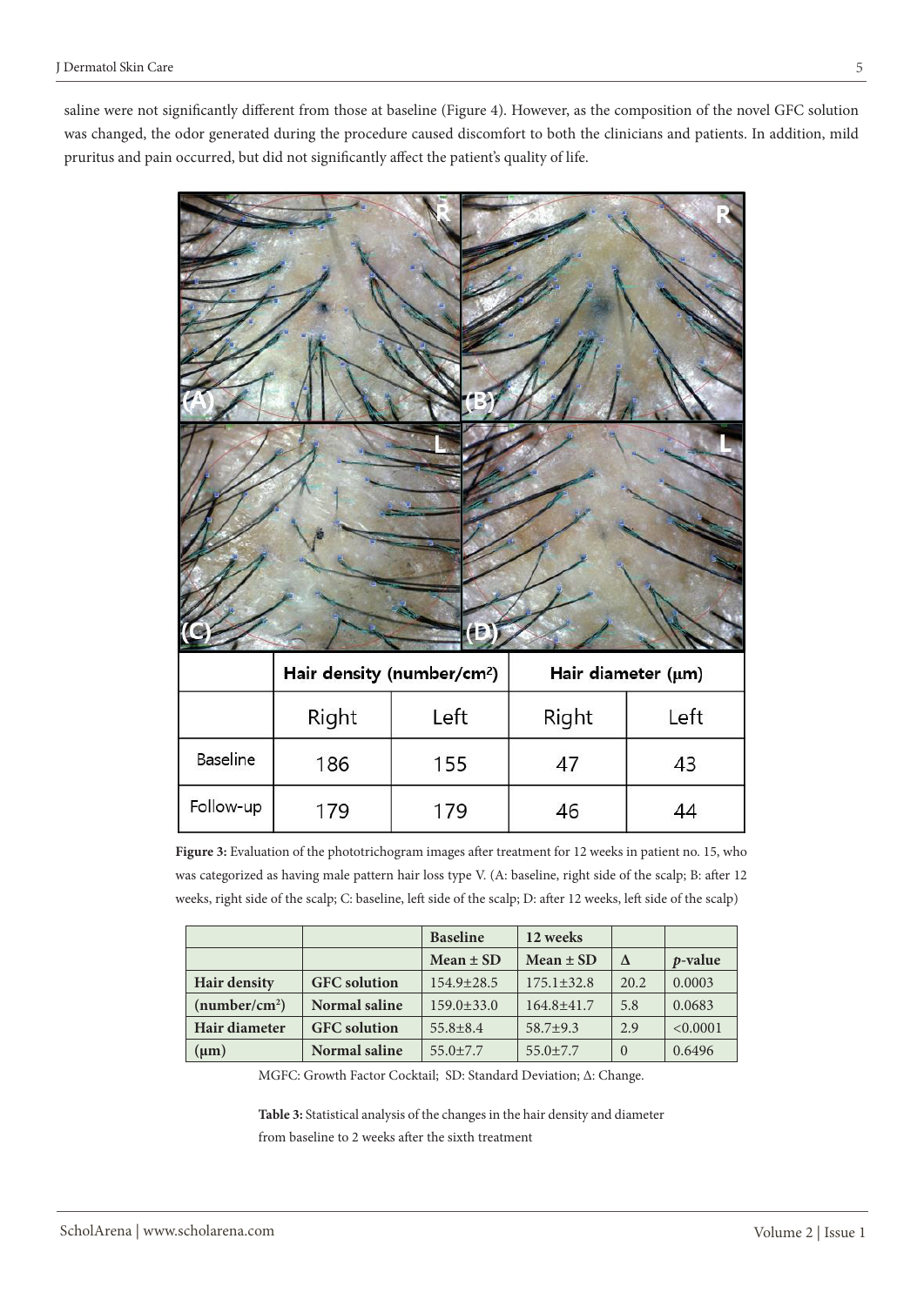saline were not significantly different from those at baseline (Figure 4). However, as the composition of the novel GFC solution was changed, the odor generated during the procedure caused discomfort to both the clinicians and patients. In addition, mild pruritus and pain occurred, but did not significantly affect the patient's quality of life.

|  | Hair density (number/cm²) |  | Hair diameter (μm) |  |
|---|---|---|---|---|
|  | Right | Left | Right | Left |
| Baseline | 186 | 155 | 47 | 43 |
| Follow-up | 179 | 179 | 46 | 44 |

**Figure 3:** Evaluation of the phototrichogram images after treatment for 12 weeks in patient no. 15, who was categorized as having male pattern hair loss type V. (A: baseline, right side of the scalp; B: after 12 weeks, right side of the scalp; C: baseline, left side of the scalp; D: after 12 weeks, left side of the scalp)

|  |  | Baseline | 12 weeks |  |  |
|---|---|---|---|---|---|
|  |  | Mean ± SD | Mean ± SD | Δ | *p*-value |
| **Hair density** | **GFC solution** | 154.9±28.5 | 175.1±32.8 | 20.2 | 0.0003 |
| **(number/cm²)** | **Normal saline** | 159.0±33.0 | 164.8±41.7 | 5.8 | 0.0683 |
| **Hair diameter** | **GFC solution** | 55.8±8.4 | 58.7±9.3 | 2.9 | <0.0001 |
| **(μm)** | **Normal saline** | 55.0±7.7 | 55.0±7.7 | 0 | 0.6496 |

MGFC: Growth Factor Cocktail; SD: Standard Deviation; Δ: Change.

**Table 3:** Statistical analysis of the changes in the hair density and diameter from baseline to 2 weeks after the sixth treatment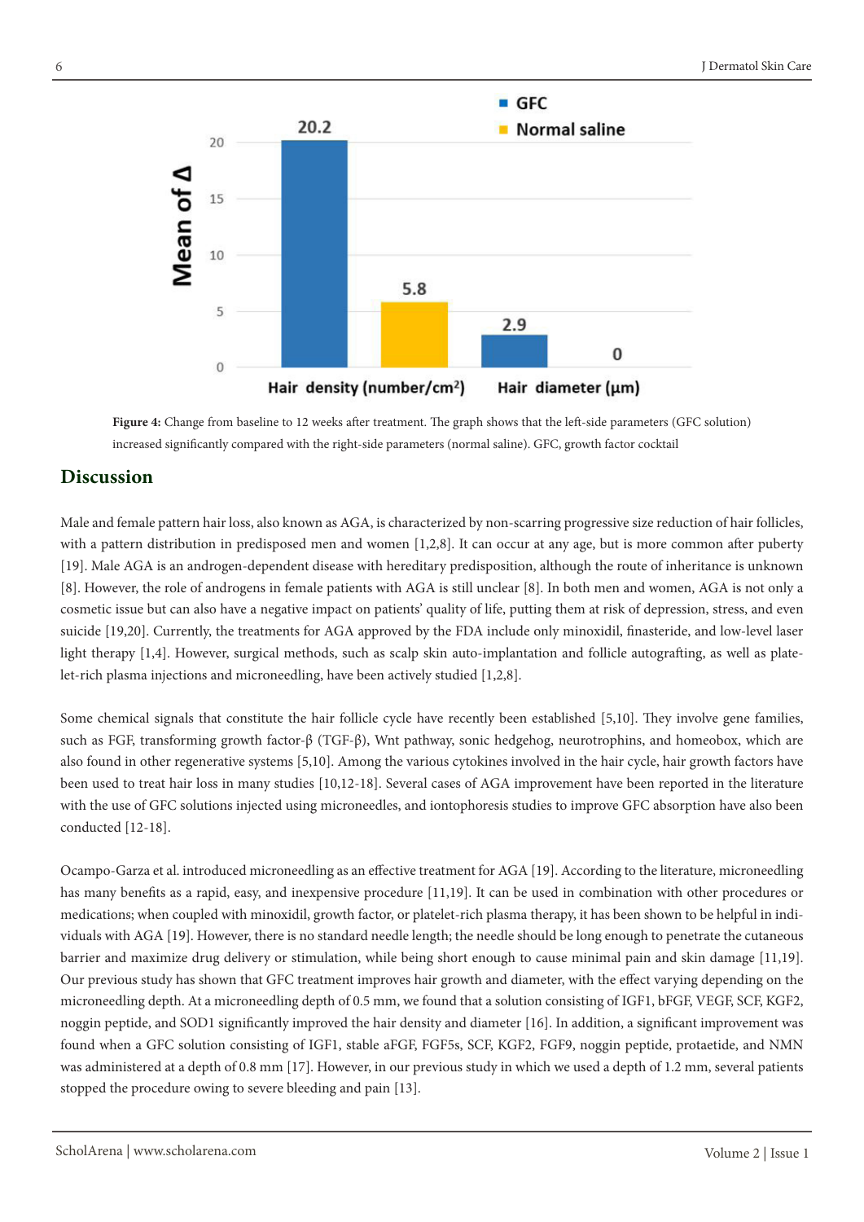GFC

Normal saline

Mean of Δ

20.2

5.8

2.9

0

20

15

10

5

0

Hair density (number/cm²)

Hair diameter (μm)

**Figure 4:** Change from baseline to 12 weeks after treatment. The graph shows that the left-side parameters (GFC solution) increased significantly compared with the right-side parameters (normal saline). GFC, growth factor cocktail

## Discussion

Male and female pattern hair loss, also known as AGA, is characterized by non-scarring progressive size reduction of hair follicles, with a pattern distribution in predisposed men and women [1,2,8]. It can occur at any age, but is more common after puberty [19]. Male AGA is an androgen-dependent disease with hereditary predisposition, although the route of inheritance is unknown [8]. However, the role of androgens in female patients with AGA is still unclear [8]. In both men and women, AGA is not only a cosmetic issue but can also have a negative impact on patients' quality of life, putting them at risk of depression, stress, and even suicide [19,20]. Currently, the treatments for AGA approved by the FDA include only minoxidil, finasteride, and low-level laser light therapy [1,4]. However, surgical methods, such as scalp skin auto-implantation and follicle autografting, as well as platelet-rich plasma injections and microneedling, have been actively studied [1,2,8].

Some chemical signals that constitute the hair follicle cycle have recently been established [5,10]. They involve gene families, such as FGF, transforming growth factor-β (TGF-β), Wnt pathway, sonic hedgehog, neurotrophins, and homeobox, which are also found in other regenerative systems [5,10]. Among the various cytokines involved in the hair cycle, hair growth factors have been used to treat hair loss in many studies [10,12-18]. Several cases of AGA improvement have been reported in the literature with the use of GFC solutions injected using microneedles, and iontophoresis studies to improve GFC absorption have also been conducted [12-18].

Ocampo-Garza et al. introduced microneedling as an effective treatment for AGA [19]. According to the literature, microneedling has many benefits as a rapid, easy, and inexpensive procedure [11,19]. It can be used in combination with other procedures or medications; when coupled with minoxidil, growth factor, or platelet-rich plasma therapy, it has been shown to be helpful in individuals with AGA [19]. However, there is no standard needle length; the needle should be long enough to penetrate the cutaneous barrier and maximize drug delivery or stimulation, while being short enough to cause minimal pain and skin damage [11,19]. Our previous study has shown that GFC treatment improves hair growth and diameter, with the effect varying depending on the microneedling depth. At a microneedling depth of 0.5 mm, we found that a solution consisting of IGF1, bFGF, VEGF, SCF, KGF2, noggin peptide, and SOD1 significantly improved the hair density and diameter [16]. In addition, a significant improvement was found when a GFC solution consisting of IGF1, stable aFGF, FGF5s, SCF, KGF2, FGF9, noggin peptide, protaetide, and NMN was administered at a depth of 0.8 mm [17]. However, in our previous study in which we used a depth of 1.2 mm, several patients stopped the procedure owing to severe bleeding and pain [13].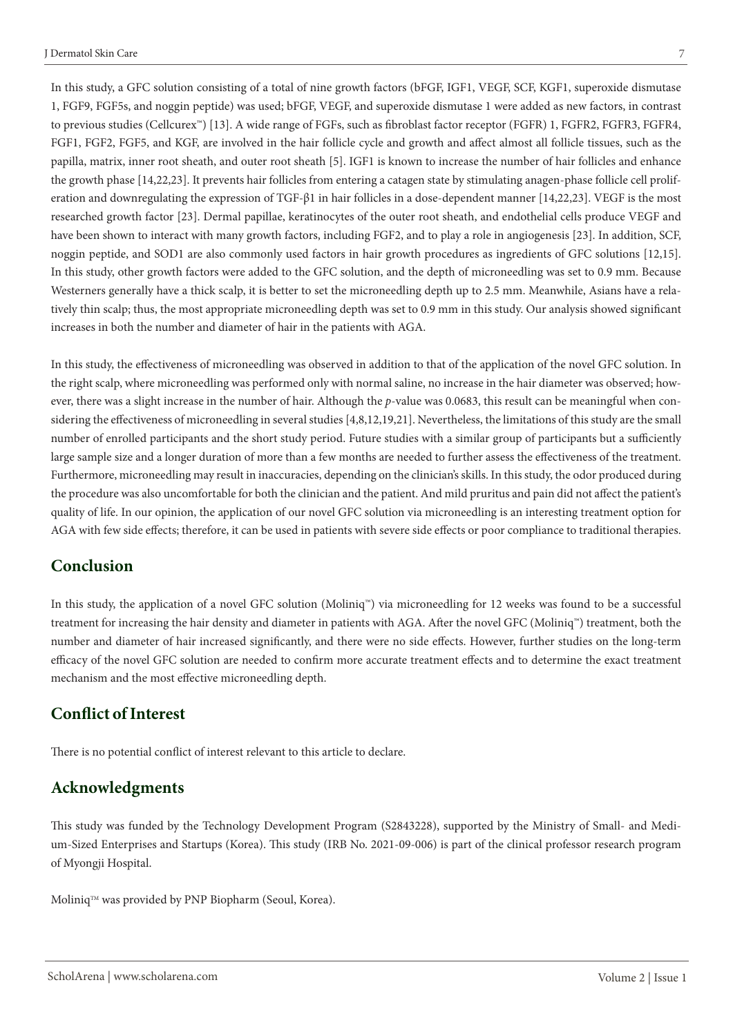In this study, a GFC solution consisting of a total of nine growth factors (bFGF, IGF1, VEGF, SCF, KGF1, superoxide dismutase 1, FGF9, FGF5s, and noggin peptide) was used; bFGF, VEGF, and superoxide dismutase 1 were added as new factors, in contrast to previous studies (Cellcurex™) [13]. A wide range of FGFs, such as fibroblast factor receptor (FGFR) 1, FGFR2, FGFR3, FGFR4, FGF1, FGF2, FGF5, and KGF, are involved in the hair follicle cycle and growth and affect almost all follicle tissues, such as the papilla, matrix, inner root sheath, and outer root sheath [5]. IGF1 is known to increase the number of hair follicles and enhance the growth phase [14,22,23]. It prevents hair follicles from entering a catagen state by stimulating anagen-phase follicle cell proliferation and downregulating the expression of TGF-β1 in hair follicles in a dose-dependent manner [14,22,23]. VEGF is the most researched growth factor [23]. Dermal papillae, keratinocytes of the outer root sheath, and endothelial cells produce VEGF and have been shown to interact with many growth factors, including FGF2, and to play a role in angiogenesis [23]. In addition, SCF, noggin peptide, and SOD1 are also commonly used factors in hair growth procedures as ingredients of GFC solutions [12,15]. In this study, other growth factors were added to the GFC solution, and the depth of microneedling was set to 0.9 mm. Because Westerners generally have a thick scalp, it is better to set the microneedling depth up to 2.5 mm. Meanwhile, Asians have a relatively thin scalp; thus, the most appropriate microneedling depth was set to 0.9 mm in this study. Our analysis showed significant increases in both the number and diameter of hair in the patients with AGA.

In this study, the effectiveness of microneedling was observed in addition to that of the application of the novel GFC solution. In the right scalp, where microneedling was performed only with normal saline, no increase in the hair diameter was observed; however, there was a slight increase in the number of hair. Although the *p*-value was 0.0683, this result can be meaningful when considering the effectiveness of microneedling in several studies [4,8,12,19,21]. Nevertheless, the limitations of this study are the small number of enrolled participants and the short study period. Future studies with a similar group of participants but a sufficiently large sample size and a longer duration of more than a few months are needed to further assess the effectiveness of the treatment. Furthermore, microneedling may result in inaccuracies, depending on the clinician's skills. In this study, the odor produced during the procedure was also uncomfortable for both the clinician and the patient. And mild pruritus and pain did not affect the patient's quality of life. In our opinion, the application of our novel GFC solution via microneedling is an interesting treatment option for AGA with few side effects; therefore, it can be used in patients with severe side effects or poor compliance to traditional therapies.

## Conclusion

In this study, the application of a novel GFC solution (Moliniq™) via microneedling for 12 weeks was found to be a successful treatment for increasing the hair density and diameter in patients with AGA. After the novel GFC (Moliniq™) treatment, both the number and diameter of hair increased significantly, and there were no side effects. However, further studies on the long-term efficacy of the novel GFC solution are needed to confirm more accurate treatment effects and to determine the exact treatment mechanism and the most effective microneedling depth.

## Conflict of Interest

There is no potential conflict of interest relevant to this article to declare.

## Acknowledgments

This study was funded by the Technology Development Program (S2843228), supported by the Ministry of Small- and Medium-Sized Enterprises and Startups (Korea). This study (IRB No. 2021-09-006) is part of the clinical professor research program of Myongji Hospital.

Moliniq™ was provided by PNP Biopharm (Seoul, Korea).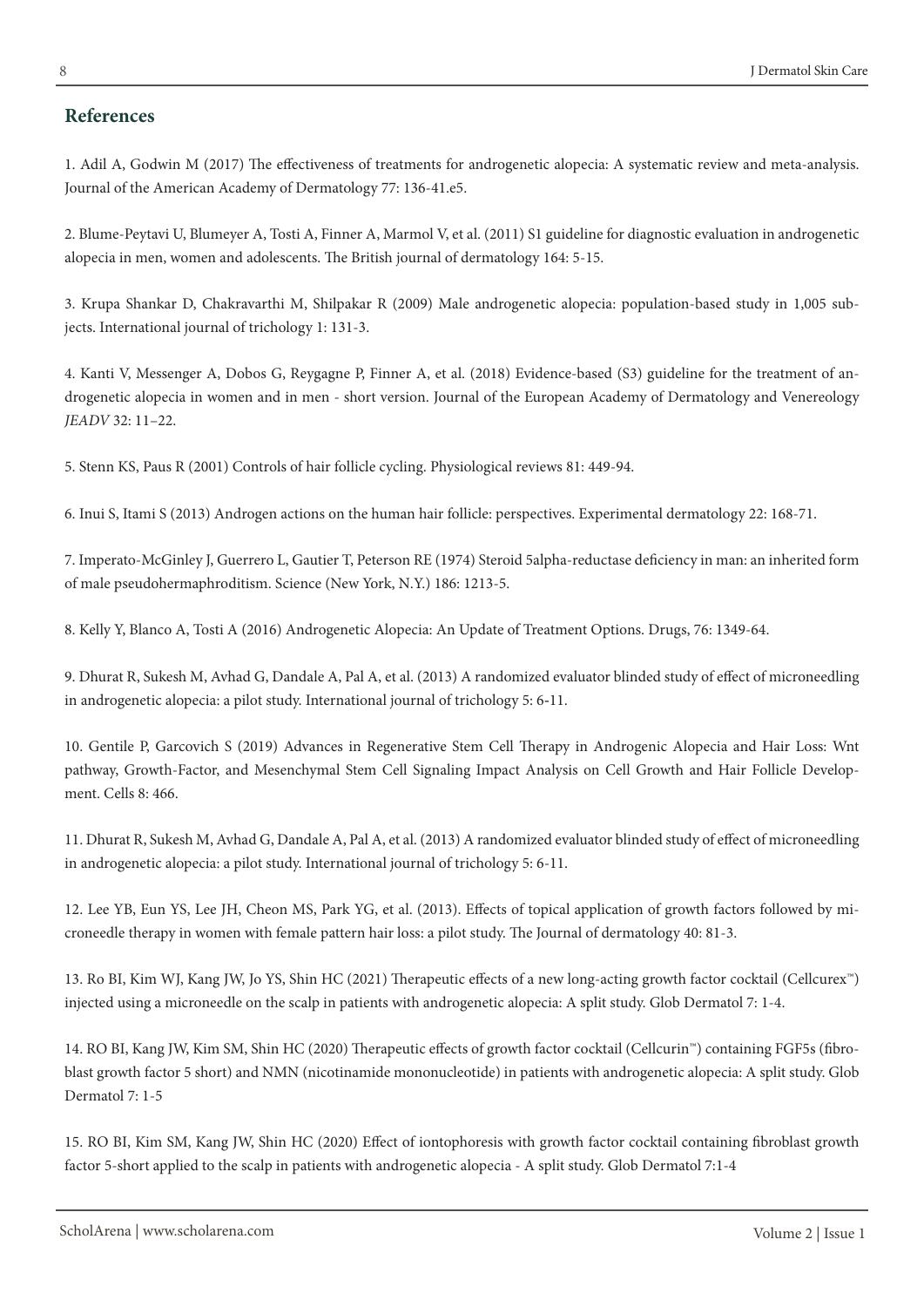## References

1. Adil A, Godwin M (2017) The effectiveness of treatments for androgenetic alopecia: A systematic review and meta-analysis. Journal of the American Academy of Dermatology 77: 136-41.e5.

2. Blume-Peytavi U, Blumeyer A, Tosti A, Finner A, Marmol V, et al. (2011) S1 guideline for diagnostic evaluation in androgenetic alopecia in men, women and adolescents. The British journal of dermatology 164: 5-15.

3. Krupa Shankar D, Chakravarthi M, Shilpakar R (2009) Male androgenetic alopecia: population-based study in 1,005 subjects. International journal of trichology 1: 131-3.

4. Kanti V, Messenger A, Dobos G, Reygagne P, Finner A, et al. (2018) Evidence-based (S3) guideline for the treatment of androgenetic alopecia in women and in men - short version. Journal of the European Academy of Dermatology and Venereology *JEADV* 32: 11–22.

5. Stenn KS, Paus R (2001) Controls of hair follicle cycling. Physiological reviews 81: 449-94.

6. Inui S, Itami S (2013) Androgen actions on the human hair follicle: perspectives. Experimental dermatology 22: 168-71.

7. Imperato-McGinley J, Guerrero L, Gautier T, Peterson RE (1974) Steroid 5alpha-reductase deficiency in man: an inherited form of male pseudohermaphroditism. Science (New York, N.Y.) 186: 1213-5.

8. Kelly Y, Blanco A, Tosti A (2016) Androgenetic Alopecia: An Update of Treatment Options. Drugs, 76: 1349-64.

9. Dhurat R, Sukesh M, Avhad G, Dandale A, Pal A, et al. (2013) A randomized evaluator blinded study of effect of microneedling in androgenetic alopecia: a pilot study. International journal of trichology 5: 6-11.

10. Gentile P, Garcovich S (2019) Advances in Regenerative Stem Cell Therapy in Androgenic Alopecia and Hair Loss: Wnt pathway, Growth-Factor, and Mesenchymal Stem Cell Signaling Impact Analysis on Cell Growth and Hair Follicle Development. Cells 8: 466.

11. Dhurat R, Sukesh M, Avhad G, Dandale A, Pal A, et al. (2013) A randomized evaluator blinded study of effect of microneedling in androgenetic alopecia: a pilot study. International journal of trichology 5: 6-11.

12. Lee YB, Eun YS, Lee JH, Cheon MS, Park YG, et al. (2013). Effects of topical application of growth factors followed by microneedle therapy in women with female pattern hair loss: a pilot study. The Journal of dermatology 40: 81-3.

13. Ro BI, Kim WJ, Kang JW, Jo YS, Shin HC (2021) Therapeutic effects of a new long-acting growth factor cocktail (Cellcurex™) injected using a microneedle on the scalp in patients with androgenetic alopecia: A split study. Glob Dermatol 7: 1-4.

14. RO BI, Kang JW, Kim SM, Shin HC (2020) Therapeutic effects of growth factor cocktail (Cellcurin™) containing FGF5s (fibroblast growth factor 5 short) and NMN (nicotinamide mononucleotide) in patients with androgenetic alopecia: A split study. Glob Dermatol 7: 1-5

15. RO BI, Kim SM, Kang JW, Shin HC (2020) Effect of iontophoresis with growth factor cocktail containing fibroblast growth factor 5-short applied to the scalp in patients with androgenetic alopecia - A split study. Glob Dermatol 7:1-4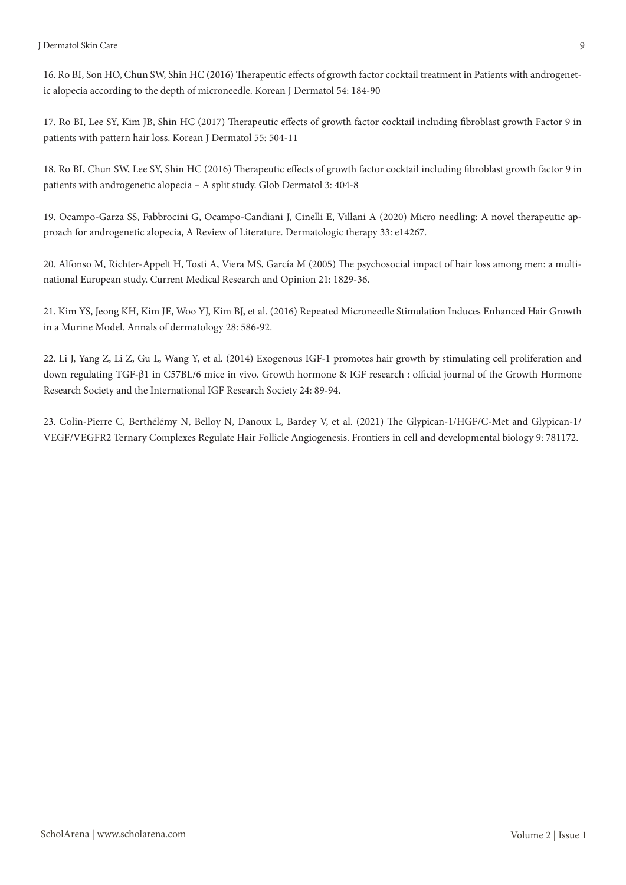16. Ro BI, Son HO, Chun SW, Shin HC (2016) Therapeutic effects of growth factor cocktail treatment in Patients with androgenetic alopecia according to the depth of microneedle. Korean J Dermatol 54: 184-90

17. Ro BI, Lee SY, Kim JB, Shin HC (2017) Therapeutic effects of growth factor cocktail including fibroblast growth Factor 9 in patients with pattern hair loss. Korean J Dermatol 55: 504-11

18. Ro BI, Chun SW, Lee SY, Shin HC (2016) Therapeutic effects of growth factor cocktail including fibroblast growth factor 9 in patients with androgenetic alopecia – A split study. Glob Dermatol 3: 404-8

19. Ocampo-Garza SS, Fabbrocini G, Ocampo-Candiani J, Cinelli E, Villani A (2020) Micro needling: A novel therapeutic approach for androgenetic alopecia, A Review of Literature. Dermatologic therapy 33: e14267.

20. Alfonso M, Richter-Appelt H, Tosti A, Viera MS, García M (2005) The psychosocial impact of hair loss among men: a multinational European study. Current Medical Research and Opinion 21: 1829-36.

21. Kim YS, Jeong KH, Kim JE, Woo YJ, Kim BJ, et al. (2016) Repeated Microneedle Stimulation Induces Enhanced Hair Growth in a Murine Model. Annals of dermatology 28: 586-92.

22. Li J, Yang Z, Li Z, Gu L, Wang Y, et al. (2014) Exogenous IGF-1 promotes hair growth by stimulating cell proliferation and down regulating TGF-β1 in C57BL/6 mice in vivo. Growth hormone & IGF research : official journal of the Growth Hormone Research Society and the International IGF Research Society 24: 89-94.

23. Colin-Pierre C, Berthélémy N, Belloy N, Danoux L, Bardey V, et al. (2021) The Glypican-1/HGF/C-Met and Glypican-1/VEGF/VEGFR2 Ternary Complexes Regulate Hair Follicle Angiogenesis. Frontiers in cell and developmental biology 9: 781172.